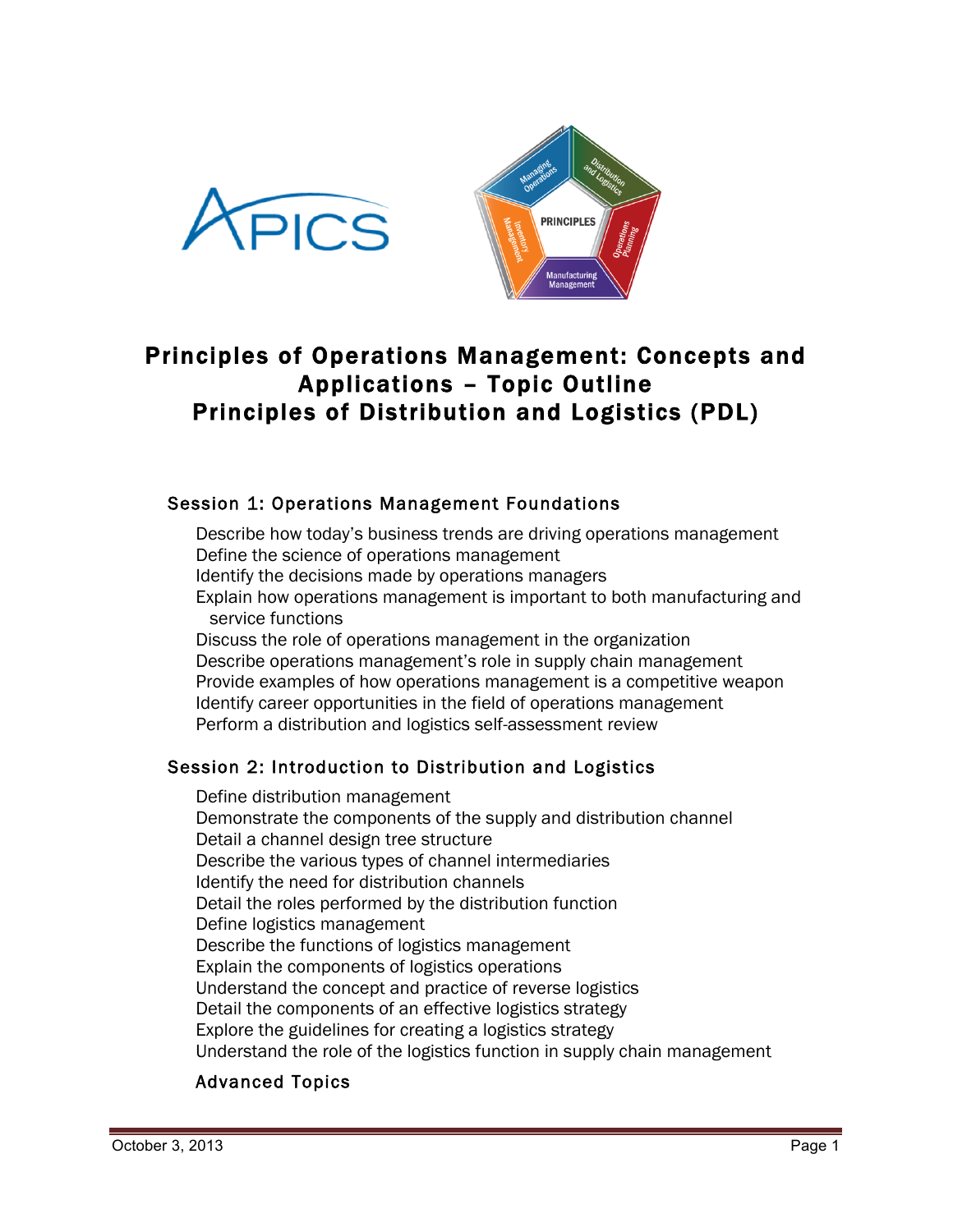# Principles of Operations Management: Concepts and Applications – Topic Outline
# Principles of Distribution and Logistics (PDL)

## Session 1: Operations Management Foundations

- Describe how today's business trends are driving operations management
- Define the science of operations management
- Identify the decisions made by operations managers
- Explain how operations management is important to both manufacturing and service functions
- Discuss the role of operations management in the organization
- Describe operations management's role in supply chain management
- Provide examples of how operations management is a competitive weapon
- Identify career opportunities in the field of operations management
- Perform a distribution and logistics self-assessment review

## Session 2: Introduction to Distribution and Logistics

- Define distribution management
- Demonstrate the components of the supply and distribution channel
- Detail a channel design tree structure
- Describe the various types of channel intermediaries
- Identify the need for distribution channels
- Detail the roles performed by the distribution function
- Define logistics management
- Describe the functions of logistics management
- Explain the components of logistics operations
- Understand the concept and practice of reverse logistics
- Detail the components of an effective logistics strategy
- Explore the guidelines for creating a logistics strategy
- Understand the role of the logistics function in supply chain management

### Advanced Topics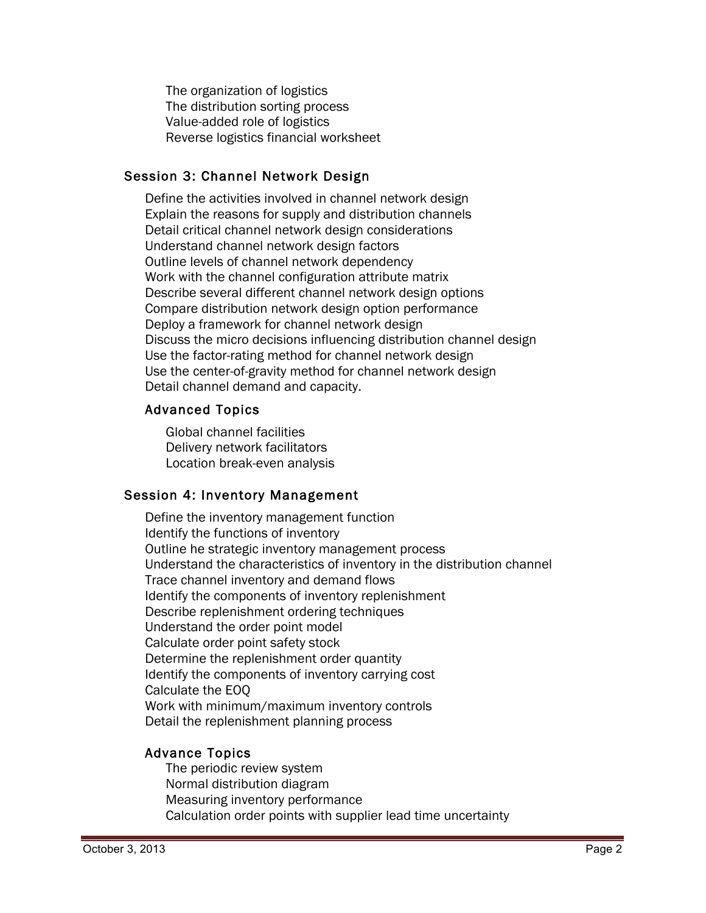- The organization of logistics
- The distribution sorting process
- Value-added role of logistics
- Reverse logistics financial worksheet

## Session 3: Channel Network Design

- Define the activities involved in channel network design
- Explain the reasons for supply and distribution channels
- Detail critical channel network design considerations
- Understand channel network design factors
- Outline levels of channel network dependency
- Work with the channel configuration attribute matrix
- Describe several different channel network design options
- Compare distribution network design option performance
- Deploy a framework for channel network design
- Discuss the micro decisions influencing distribution channel design
- Use the factor-rating method for channel network design
- Use the center-of-gravity method for channel network design
- Detail channel demand and capacity.

### Advanced Topics

- Global channel facilities
- Delivery network facilitators
- Location break-even analysis

## Session 4: Inventory Management

- Define the inventory management function
- Identify the functions of inventory
- Outline he strategic inventory management process
- Understand the characteristics of inventory in the distribution channel
- Trace channel inventory and demand flows
- Identify the components of inventory replenishment
- Describe replenishment ordering techniques
- Understand the order point model
- Calculate order point safety stock
- Determine the replenishment order quantity
- Identify the components of inventory carrying cost
- Calculate the EOQ
- Work with minimum/maximum inventory controls
- Detail the replenishment planning process

### Advance Topics

- The periodic review system
- Normal distribution diagram
- Measuring inventory performance
- Calculation order points with supplier lead time uncertainty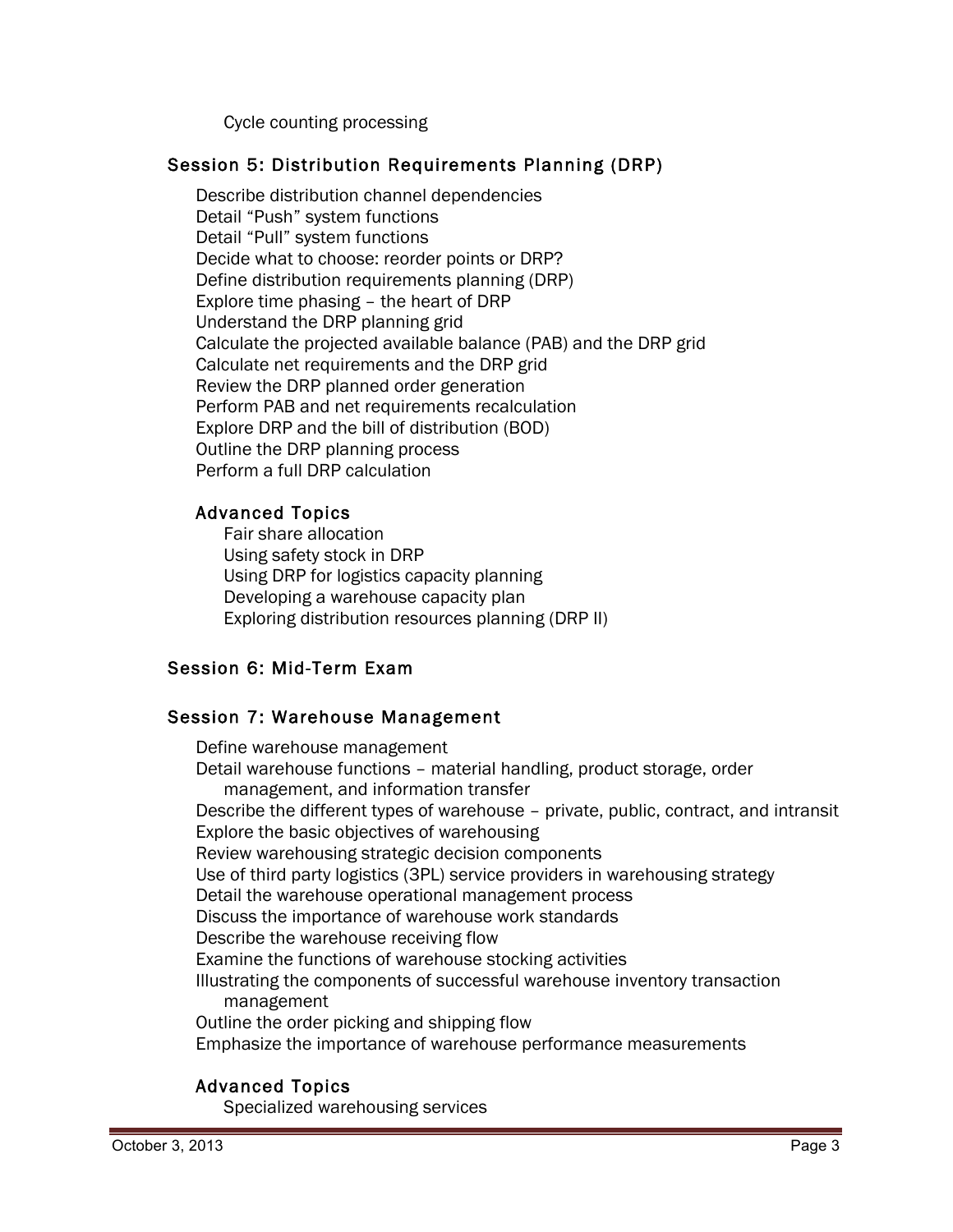Cycle counting processing

## Session 5: Distribution Requirements Planning (DRP)

- Describe distribution channel dependencies
- Detail "Push" system functions
- Detail "Pull" system functions
- Decide what to choose: reorder points or DRP?
- Define distribution requirements planning (DRP)
- Explore time phasing – the heart of DRP
- Understand the DRP planning grid
- Calculate the projected available balance (PAB) and the DRP grid
- Calculate net requirements and the DRP grid
- Review the DRP planned order generation
- Perform PAB and net requirements recalculation
- Explore DRP and the bill of distribution (BOD)
- Outline the DRP planning process
- Perform a full DRP calculation

### Advanced Topics

- Fair share allocation
- Using safety stock in DRP
- Using DRP for logistics capacity planning
- Developing a warehouse capacity plan
- Exploring distribution resources planning (DRP II)

## Session 6: Mid-Term Exam

## Session 7: Warehouse Management

- Define warehouse management
- Detail warehouse functions – material handling, product storage, order management, and information transfer
- Describe the different types of warehouse – private, public, contract, and intransit
- Explore the basic objectives of warehousing
- Review warehousing strategic decision components
- Use of third party logistics (3PL) service providers in warehousing strategy
- Detail the warehouse operational management process
- Discuss the importance of warehouse work standards
- Describe the warehouse receiving flow
- Examine the functions of warehouse stocking activities
- Illustrating the components of successful warehouse inventory transaction management
- Outline the order picking and shipping flow
- Emphasize the importance of warehouse performance measurements

### Advanced Topics

- Specialized warehousing services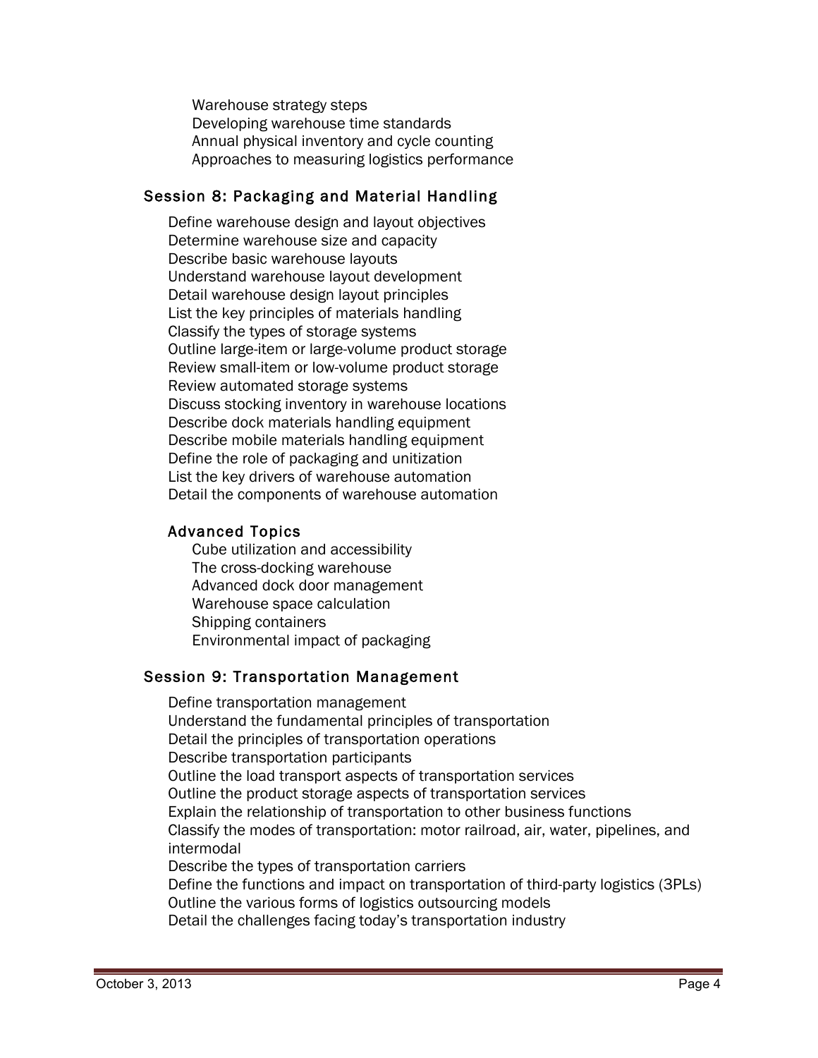Warehouse strategy steps
Developing warehouse time standards
Annual physical inventory and cycle counting
Approaches to measuring logistics performance

## Session 8: Packaging and Material Handling

Define warehouse design and layout objectives
Determine warehouse size and capacity
Describe basic warehouse layouts
Understand warehouse layout development
Detail warehouse design layout principles
List the key principles of materials handling
Classify the types of storage systems
Outline large-item or large-volume product storage
Review small-item or low-volume product storage
Review automated storage systems
Discuss stocking inventory in warehouse locations
Describe dock materials handling equipment
Describe mobile materials handling equipment
Define the role of packaging and unitization
List the key drivers of warehouse automation
Detail the components of warehouse automation

### Advanced Topics

Cube utilization and accessibility
The cross-docking warehouse
Advanced dock door management
Warehouse space calculation
Shipping containers
Environmental impact of packaging

## Session 9: Transportation Management

Define transportation management
Understand the fundamental principles of transportation
Detail the principles of transportation operations
Describe transportation participants
Outline the load transport aspects of transportation services
Outline the product storage aspects of transportation services
Explain the relationship of transportation to other business functions
Classify the modes of transportation: motor railroad, air, water, pipelines, and intermodal
Describe the types of transportation carriers
Define the functions and impact on transportation of third-party logistics (3PLs)
Outline the various forms of logistics outsourcing models
Detail the challenges facing today's transportation industry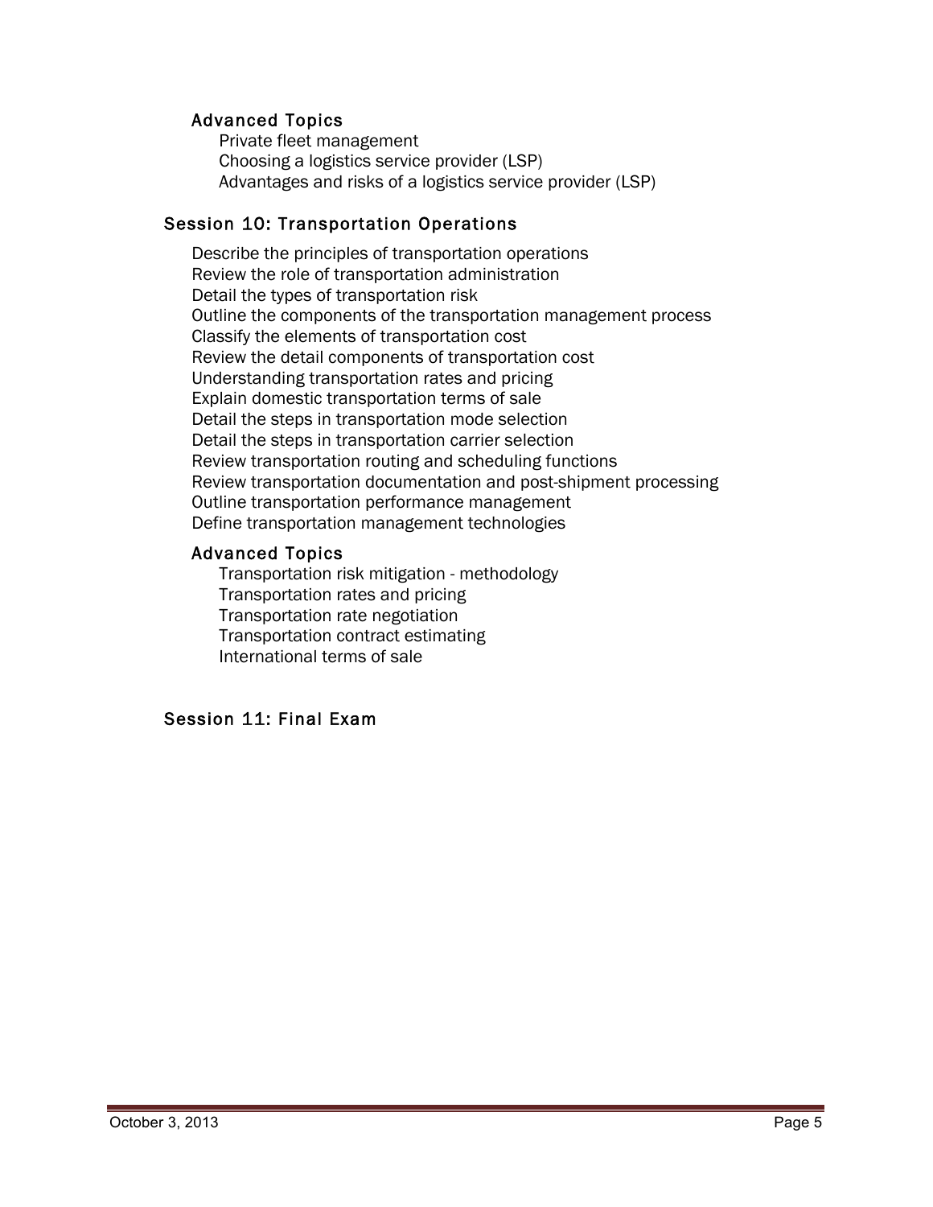### Advanced Topics

- Private fleet management
- Choosing a logistics service provider (LSP)
- Advantages and risks of a logistics service provider (LSP)

## Session 10: Transportation Operations

- Describe the principles of transportation operations
- Review the role of transportation administration
- Detail the types of transportation risk
- Outline the components of the transportation management process
- Classify the elements of transportation cost
- Review the detail components of transportation cost
- Understanding transportation rates and pricing
- Explain domestic transportation terms of sale
- Detail the steps in transportation mode selection
- Detail the steps in transportation carrier selection
- Review transportation routing and scheduling functions
- Review transportation documentation and post-shipment processing
- Outline transportation performance management
- Define transportation management technologies

### Advanced Topics

- Transportation risk mitigation - methodology
- Transportation rates and pricing
- Transportation rate negotiation
- Transportation contract estimating
- International terms of sale

## Session 11: Final Exam